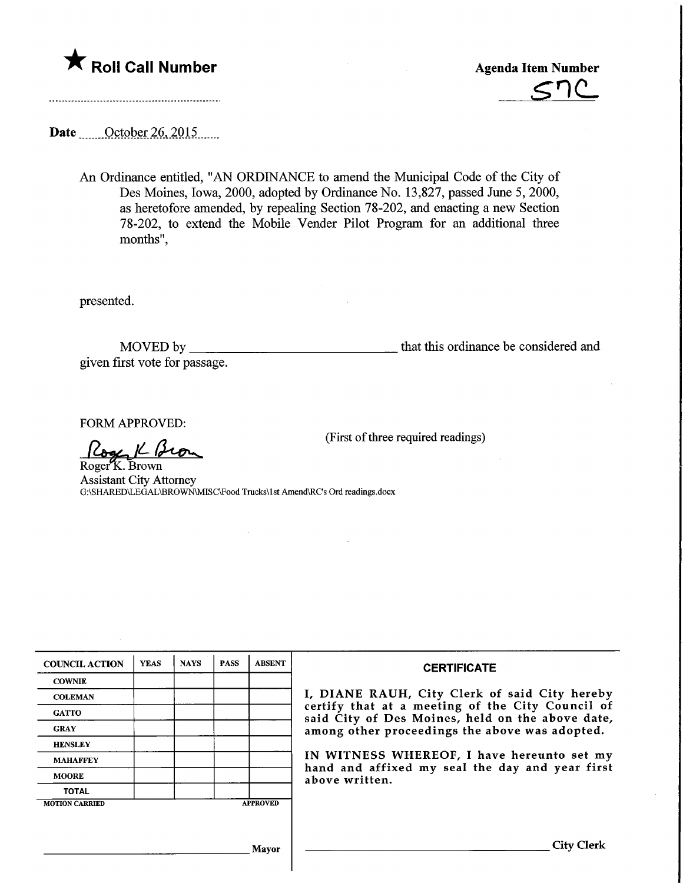★ **Roll Call Number**

**Agenda Item Number**

57C

Date ........October 26, 2015.......

An Ordinance entitled, "AN ORDINANCE to amend the Municipal Code of the City of Des Moines, Iowa, 2000, adopted by Ordinance No. 13,827, passed June 5, 2000, as heretofore amended, by repealing Section 78-202, and enacting a new Section 78-202, to extend the Mobile Vender Pilot Program for an additional three months",

presented.

MOVED by ______________________________ that this ordinance be considered and given first vote for passage.

FORM APPROVED:

(First of three required readings)

Roger K. Brown
Assistant City Attorney
G:\SHARED\LEGAL\BROWN\MISC\Food Trucks\1st Amend\RC's Ord readings.docx

| COUNCIL ACTION | YEAS | NAYS | PASS | ABSENT |
|---|---|---|---|---|
| COWNIE | | | | |
| COLEMAN | | | | |
| GATTO | | | | |
| GRAY | | | | |
| HENSLEY | | | | |
| MAHAFFEY | | | | |
| MOORE | | | | |
| TOTAL | | | | |
| MOTION CARRIED | | | | APPROVED |

______________________________ Mayor

**CERTIFICATE**

I, DIANE RAUH, City Clerk of said City hereby certify that at a meeting of the City Council of said City of Des Moines, held on the above date, among other proceedings the above was adopted.

IN WITNESS WHEREOF, I have hereunto set my hand and affixed my seal the day and year first above written.

______________________________ City Clerk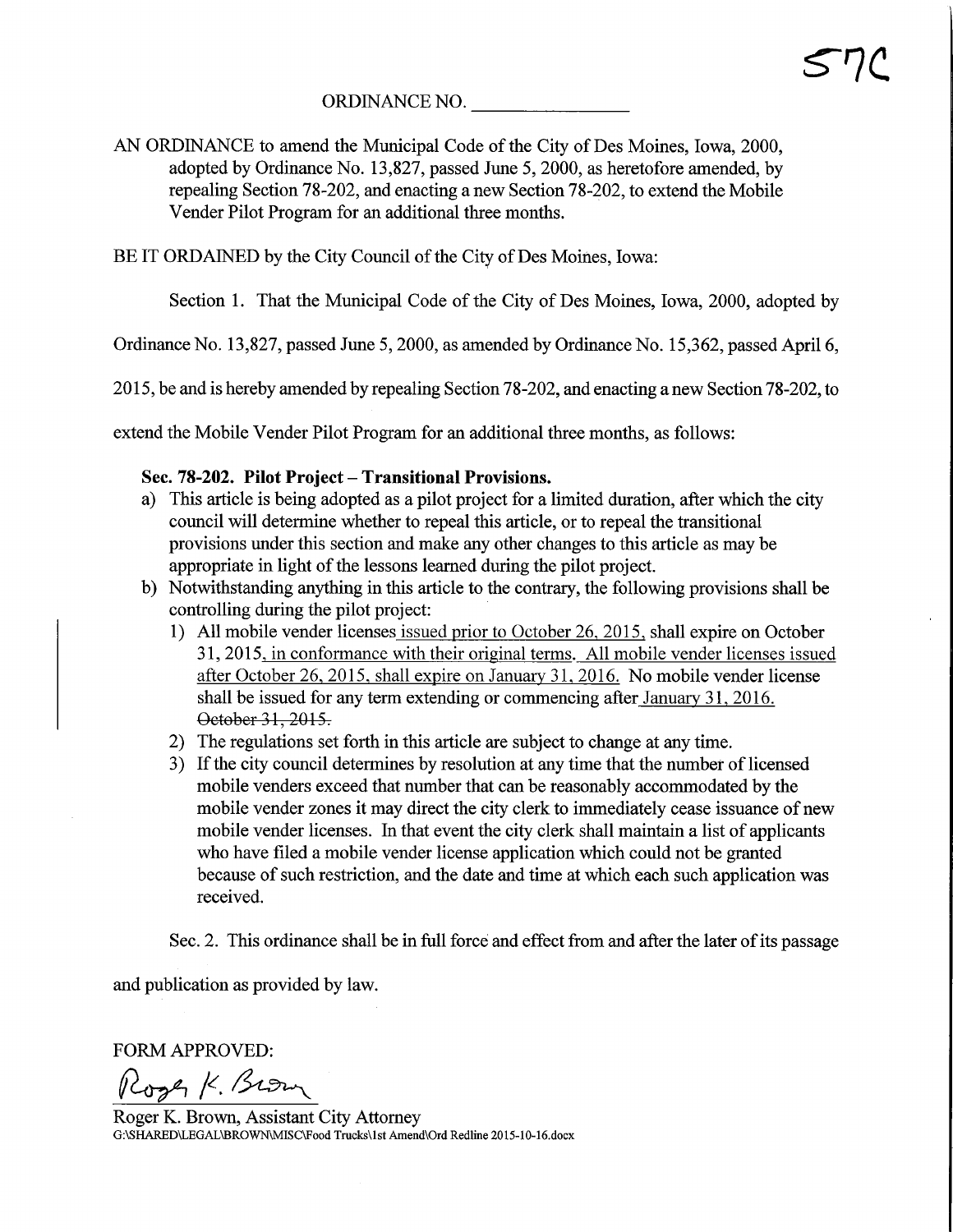57C

ORDINANCE NO. ________________

AN ORDINANCE to amend the Municipal Code of the City of Des Moines, Iowa, 2000, adopted by Ordinance No. 13,827, passed June 5, 2000, as heretofore amended, by repealing Section 78-202, and enacting a new Section 78-202, to extend the Mobile Vender Pilot Program for an additional three months.

BE IT ORDAINED by the City Council of the City of Des Moines, Iowa:

Section 1. That the Municipal Code of the City of Des Moines, Iowa, 2000, adopted by Ordinance No. 13,827, passed June 5, 2000, as amended by Ordinance No. 15,362, passed April 6, 2015, be and is hereby amended by repealing Section 78-202, and enacting a new Section 78-202, to extend the Mobile Vender Pilot Program for an additional three months, as follows:

**Sec. 78-202. Pilot Project – Transitional Provisions.**

a) This article is being adopted as a pilot project for a limited duration, after which the city council will determine whether to repeal this article, or to repeal the transitional provisions under this section and make any other changes to this article as may be appropriate in light of the lessons learned during the pilot project.

b) Notwithstanding anything in this article to the contrary, the following provisions shall be controlling during the pilot project:

   1) All mobile vender licenses issued prior to October 26, 2015, shall expire on October 31, 2015, in conformance with their original terms. All mobile vender licenses issued after October 26, 2015, shall expire on January 31, 2016. No mobile vender license shall be issued for any term extending or commencing after January 31, 2016. ~~October 31, 2015.~~

   2) The regulations set forth in this article are subject to change at any time.

   3) If the city council determines by resolution at any time that the number of licensed mobile venders exceed that number that can be reasonably accommodated by the mobile vender zones it may direct the city clerk to immediately cease issuance of new mobile vender licenses. In that event the city clerk shall maintain a list of applicants who have filed a mobile vender license application which could not be granted because of such restriction, and the date and time at which each such application was received.

Sec. 2. This ordinance shall be in full force and effect from and after the later of its passage and publication as provided by law.

FORM APPROVED:

Roger K. Brown

Roger K. Brown, Assistant City Attorney

G:\SHARED\LEGAL\BROWN\MISC\Food Trucks\1st Amend\Ord Redline 2015-10-16.docx